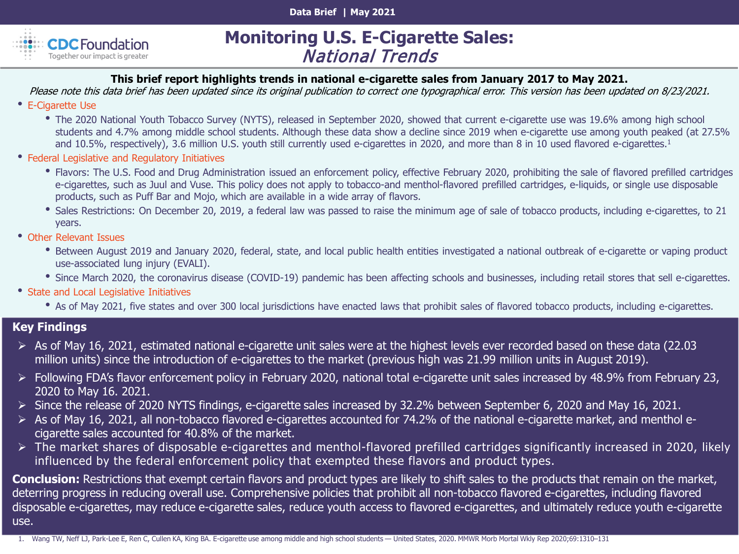Data Brief | May 2021

CDC Foundation
Together our impact is greater

# Monitoring U.S. E-Cigarette Sales: *National Trends*

**This brief report highlights trends in national e-cigarette sales from January 2017 to May 2021.**

*Please note this data brief has been updated since its original publication to correct one typographical error. This version has been updated on 8/23/2021.*

- E-Cigarette Use
  - The 2020 National Youth Tobacco Survey (NYTS), released in September 2020, showed that current e-cigarette use was 19.6% among high school students and 4.7% among middle school students. Although these data show a decline since 2019 when e-cigarette use among youth peaked (at 27.5% and 10.5%, respectively), 3.6 million U.S. youth still currently used e-cigarettes in 2020, and more than 8 in 10 used flavored e-cigarettes.[1]
- Federal Legislative and Regulatory Initiatives
  - Flavors: The U.S. Food and Drug Administration issued an enforcement policy, effective February 2020, prohibiting the sale of flavored prefilled cartridges e-cigarettes, such as Juul and Vuse. This policy does not apply to tobacco-and menthol-flavored prefilled cartridges, e-liquids, or single use disposable products, such as Puff Bar and Mojo, which are available in a wide array of flavors.
  - Sales Restrictions: On December 20, 2019, a federal law was passed to raise the minimum age of sale of tobacco products, including e-cigarettes, to 21 years.
- Other Relevant Issues
  - Between August 2019 and January 2020, federal, state, and local public health entities investigated a national outbreak of e-cigarette or vaping product use-associated lung injury (EVALI).
  - Since March 2020, the coronavirus disease (COVID-19) pandemic has been affecting schools and businesses, including retail stores that sell e-cigarettes.
- State and Local Legislative Initiatives
  - As of May 2021, five states and over 300 local jurisdictions have enacted laws that prohibit sales of flavored tobacco products, including e-cigarettes.

## Key Findings

- As of May 16, 2021, estimated national e-cigarette unit sales were at the highest levels ever recorded based on these data (22.03 million units) since the introduction of e-cigarettes to the market (previous high was 21.99 million units in August 2019).
- Following FDA's flavor enforcement policy in February 2020, national total e-cigarette unit sales increased by 48.9% from February 23, 2020 to May 16. 2021.
- Since the release of 2020 NYTS findings, e-cigarette sales increased by 32.2% between September 6, 2020 and May 16, 2021.
- As of May 16, 2021, all non-tobacco flavored e-cigarettes accounted for 74.2% of the national e-cigarette market, and menthol e-cigarette sales accounted for 40.8% of the market.
- The market shares of disposable e-cigarettes and menthol-flavored prefilled cartridges significantly increased in 2020, likely influenced by the federal enforcement policy that exempted these flavors and product types.

**Conclusion:** Restrictions that exempt certain flavors and product types are likely to shift sales to the products that remain on the market, deterring progress in reducing overall use. Comprehensive policies that prohibit all non-tobacco flavored e-cigarettes, including flavored disposable e-cigarettes, may reduce e-cigarette sales, reduce youth access to flavored e-cigarettes, and ultimately reduce youth e-cigarette use.

1. Wang TW, Neff LJ, Park-Lee E, Ren C, Cullen KA, King BA. E-cigarette use among middle and high school students — United States, 2020. MMWR Morb Mortal Wkly Rep 2020;69:1310–131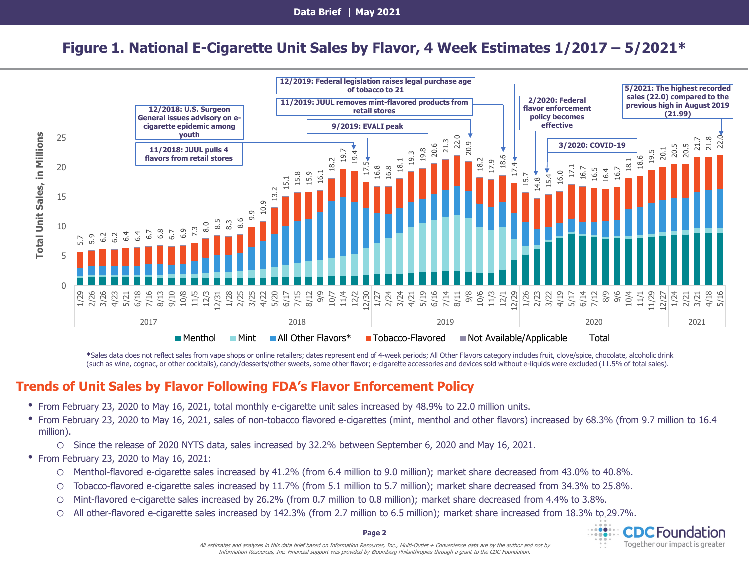# Figure 1. National E-Cigarette Unit Sales by Flavor, 4 Week Estimates 1/2017 – 5/2021*

*Sales data does not reflect sales from vape shops or online retailers; dates represent end of 4-week periods; All Other Flavors category includes fruit, clove/spice, chocolate, alcoholic drink (such as wine, cognac, or other cocktails), candy/desserts/other sweets, some other flavor; e-cigarette accessories and devices sold without e-liquids were excluded (11.5% of total sales).

## Trends of Unit Sales by Flavor Following FDA's Flavor Enforcement Policy

- From February 23, 2020 to May 16, 2021, total monthly e-cigarette unit sales increased by 48.9% to 22.0 million units.
- From February 23, 2020 to May 16, 2021, sales of non-tobacco flavored e-cigarettes (mint, menthol and other flavors) increased by 68.3% (from 9.7 million to 16.4 million).
  - Since the release of 2020 NYTS data, sales increased by 32.2% between September 6, 2020 and May 16, 2021.
- From February 23, 2020 to May 16, 2021:
  - Menthol-flavored e-cigarette sales increased by 41.2% (from 6.4 million to 9.0 million); market share decreased from 43.0% to 40.8%.
  - Tobacco-flavored e-cigarette sales increased by 11.7% (from 5.1 million to 5.7 million); market share decreased from 34.3% to 25.8%.
  - Mint-flavored e-cigarette sales increased by 26.2% (from 0.7 million to 0.8 million); market share decreased from 4.4% to 3.8%.
  - All other-flavored e-cigarette sales increased by 142.3% (from 2.7 million to 6.5 million); market share increased from 18.3% to 29.7%.

*All estimates and analyses in this data brief based on Information Resources, Inc., Multi-Outlet + Convenience data are by the author and not by Information Resources, Inc. Financial support was provided by Bloomberg Philanthropies through a grant to the CDC Foundation.*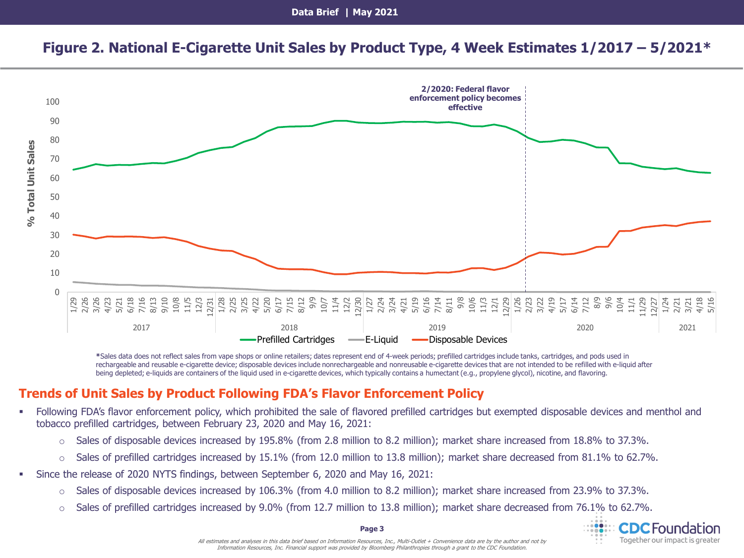## Figure 2. National E-Cigarette Unit Sales by Product Type, 4 Week Estimates 1/2017 – 5/2021*

*Sales data does not reflect sales from vape shops or online retailers; dates represent end of 4-week periods; prefilled cartridges include tanks, cartridges, and pods used in rechargeable and reusable e-cigarette device; disposable devices include nonrechargeable and nonreusable e-cigarette devices that are not intended to be refilled with e-liquid after being depleted; e-liquids are containers of the liquid used in e-cigarette devices, which typically contains a humectant (e.g., propylene glycol), nicotine, and flavoring.

## Trends of Unit Sales by Product Following FDA's Flavor Enforcement Policy

- Following FDA's flavor enforcement policy, which prohibited the sale of flavored prefilled cartridges but exempted disposable devices and menthol and tobacco prefilled cartridges, between February 23, 2020 and May 16, 2021:
  - Sales of disposable devices increased by 195.8% (from 2.8 million to 8.2 million); market share increased from 18.8% to 37.3%.
  - Sales of prefilled cartridges increased by 15.1% (from 12.0 million to 13.8 million); market share decreased from 81.1% to 62.7%.
- Since the release of 2020 NYTS findings, between September 6, 2020 and May 16, 2021:
  - Sales of disposable devices increased by 106.3% (from 4.0 million to 8.2 million); market share increased from 23.9% to 37.3%.
  - Sales of prefilled cartridges increased by 9.0% (from 12.7 million to 13.8 million); market share decreased from 76.1% to 62.7%.

*All estimates and analyses in this data brief based on Information Resources, Inc., Multi-Outlet + Convenience data are by the author and not by Information Resources, Inc. Financial support was provided by Bloomberg Philanthropies through a grant to the CDC Foundation.*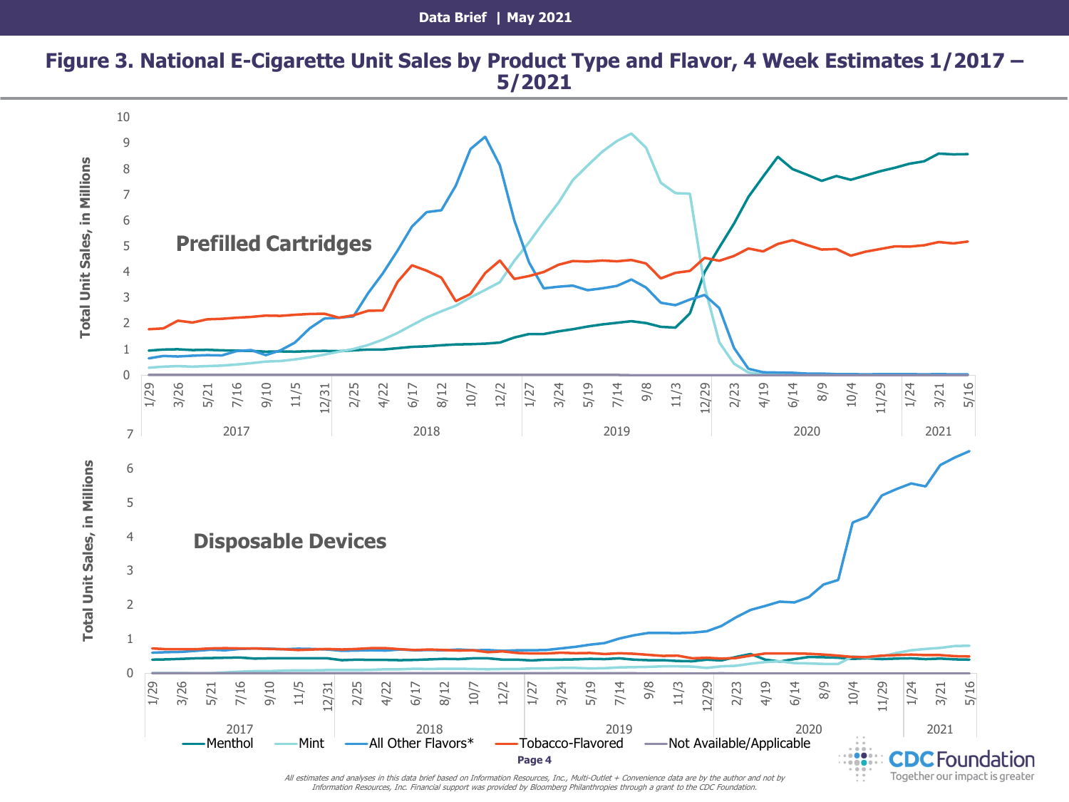## Figure 3. National E-Cigarette Unit Sales by Product Type and Flavor, 4 Week Estimates 1/2017 – 5/2021

**Prefilled Cartridges**

**Disposable Devices**

Total Unit Sales, in Millions

Legend: Menthol, Mint, All Other Flavors*, Tobacco-Flavored, Not Available/Applicable

*All estimates and analyses in this data brief based on Information Resources, Inc., Multi-Outlet + Convenience data are by the author and not by Information Resources, Inc. Financial support was provided by Bloomberg Philanthropies through a grant to the CDC Foundation.*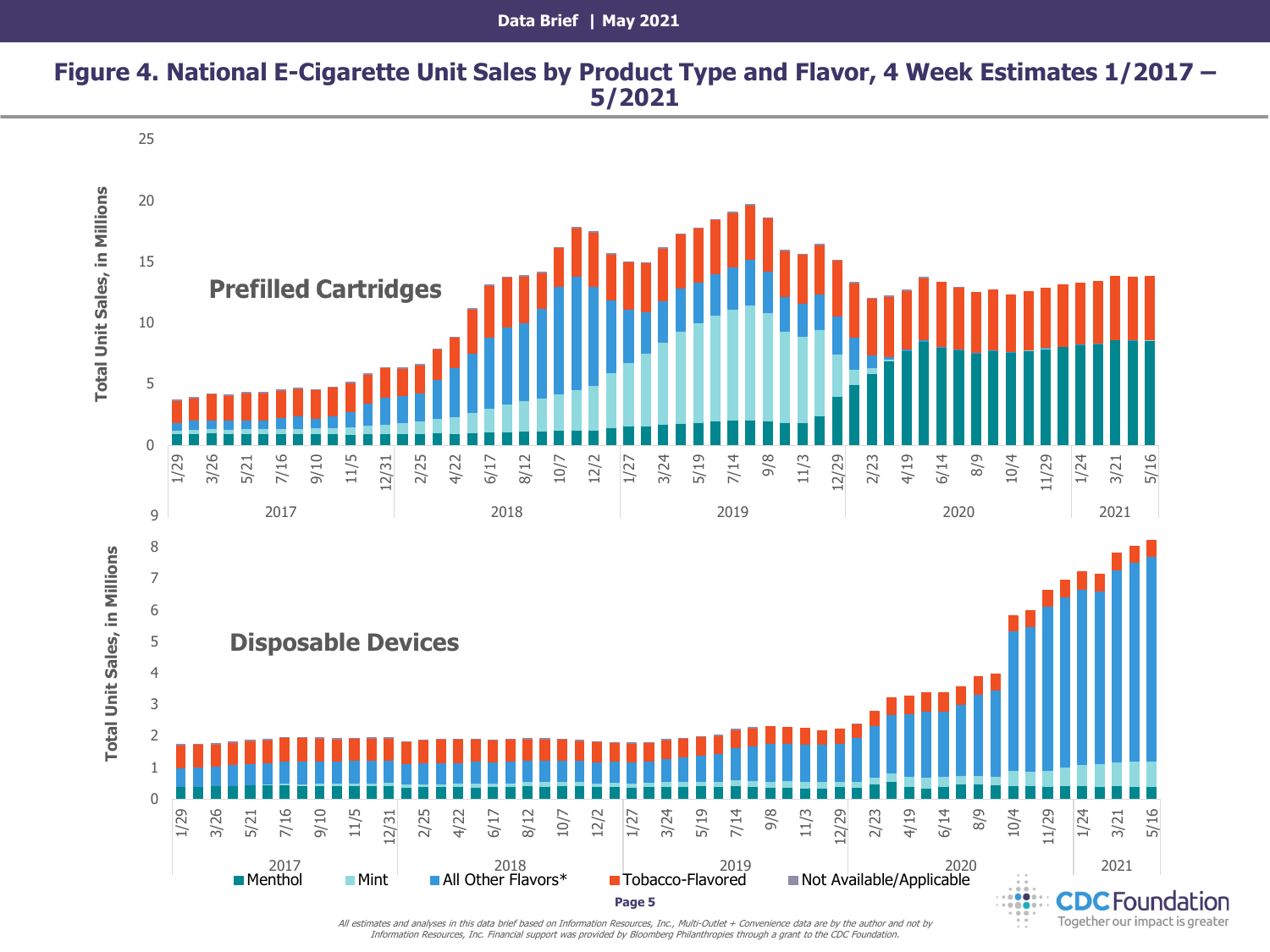# Figure 4. National E-Cigarette Unit Sales by Product Type and Flavor, 4 Week Estimates 1/2017 – 5/2021

Prefilled Cartridges

Total Unit Sales, in Millions

25
20
15
10
5
0

1/29 3/26 5/21 7/16 9/10 11/5 12/31 2/25 4/22 6/17 8/12 10/7 12/2 1/27 3/24 5/19 7/14 9/8 11/3 12/29 2/23 4/19 6/14 8/9 10/4 11/29 1/24 3/21 5/16

2017 2018 2019 2020 2021

Disposable Devices

Total Unit Sales, in Millions

9
8
7
6
5
4
3
2
1
0

1/29 3/26 5/21 7/16 9/10 11/5 12/31 2/25 4/22 6/17 8/12 10/7 12/2 1/27 3/24 5/19 7/14 9/8 11/3 12/29 2/23 4/19 6/14 8/9 10/4 11/29 1/24 3/21 5/16

2017 2018 2019 2020 2021

Menthol | Mint | All Other Flavors* | Tobacco-Flavored | Not Available/Applicable

*All estimates and analyses in this data brief based on Information Resources, Inc., Multi-Outlet + Convenience data are by the author and not by Information Resources, Inc. Financial support was provided by Bloomberg Philanthropies through a grant to the CDC Foundation.*